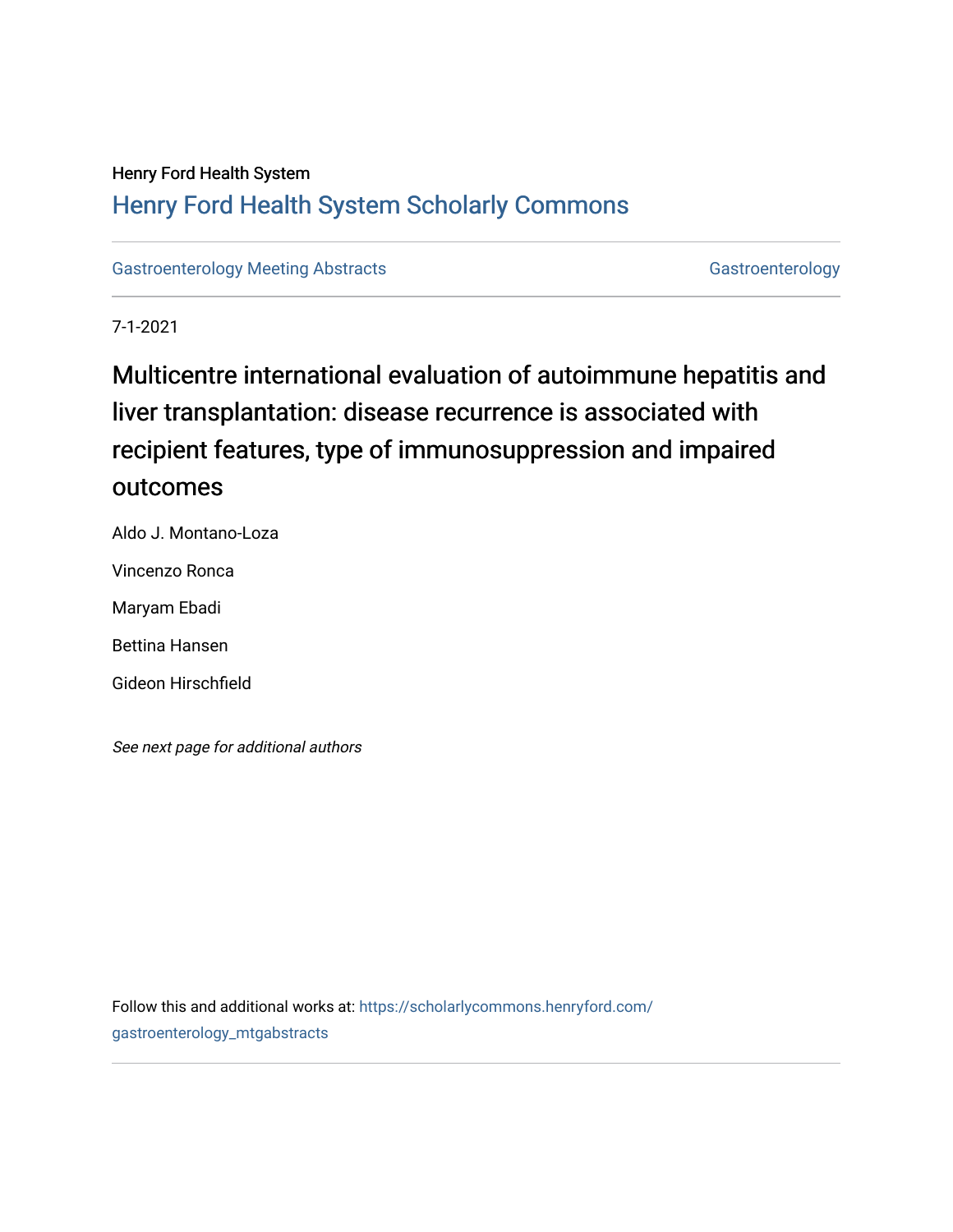Henry Ford Health System

## Henry Ford Health System Scholarly Commons

Gastroenterology Meeting Abstracts

Gastroenterology

7-1-2021

# Multicentre international evaluation of autoimmune hepatitis and liver transplantation: disease recurrence is associated with recipient features, type of immunosuppression and impaired outcomes

Aldo J. Montano-Loza

Vincenzo Ronca

Maryam Ebadi

Bettina Hansen

Gideon Hirschfield

*See next page for additional authors*

Follow this and additional works at: https://scholarlycommons.henryford.com/gastroenterology_mtgabstracts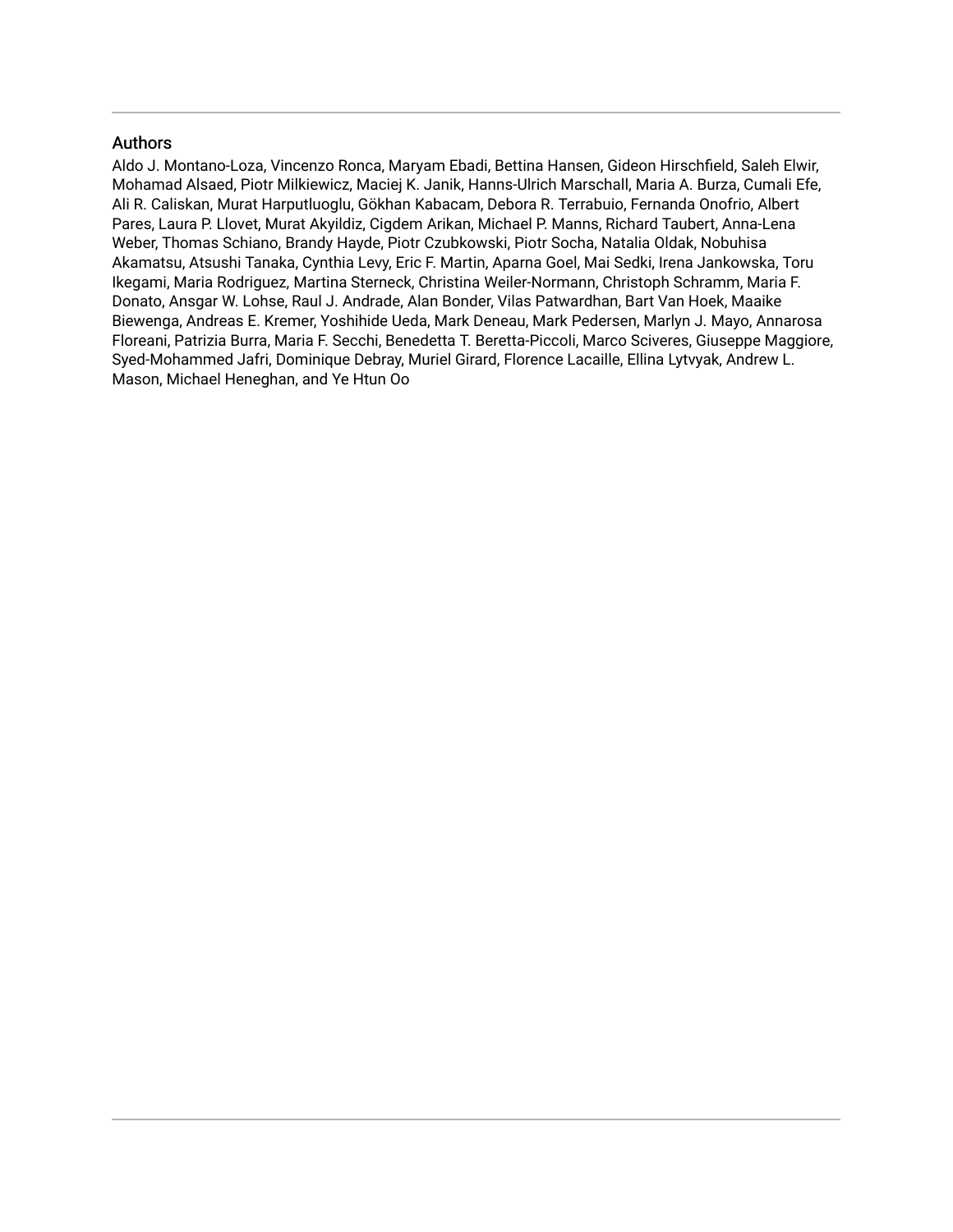## Authors

Aldo J. Montano-Loza, Vincenzo Ronca, Maryam Ebadi, Bettina Hansen, Gideon Hirschfield, Saleh Elwir, Mohamad Alsaed, Piotr Milkiewicz, Maciej K. Janik, Hanns-Ulrich Marschall, Maria A. Burza, Cumali Efe, Ali R. Caliskan, Murat Harputluoglu, Gökhan Kabacam, Debora R. Terrabuio, Fernanda Onofrio, Albert Pares, Laura P. Llovet, Murat Akyildiz, Cigdem Arikan, Michael P. Manns, Richard Taubert, Anna-Lena Weber, Thomas Schiano, Brandy Hayde, Piotr Czubkowski, Piotr Socha, Natalia Oldak, Nobuhisa Akamatsu, Atsushi Tanaka, Cynthia Levy, Eric F. Martin, Aparna Goel, Mai Sedki, Irena Jankowska, Toru Ikegami, Maria Rodriguez, Martina Sterneck, Christina Weiler-Normann, Christoph Schramm, Maria F. Donato, Ansgar W. Lohse, Raul J. Andrade, Alan Bonder, Vilas Patwardhan, Bart Van Hoek, Maaike Biewenga, Andreas E. Kremer, Yoshihide Ueda, Mark Deneau, Mark Pedersen, Marlyn J. Mayo, Annarosa Floreani, Patrizia Burra, Maria F. Secchi, Benedetta T. Beretta-Piccoli, Marco Sciveres, Giuseppe Maggiore, Syed-Mohammed Jafri, Dominique Debray, Muriel Girard, Florence Lacaille, Ellina Lytvyak, Andrew L. Mason, Michael Heneghan, and Ye Htun Oo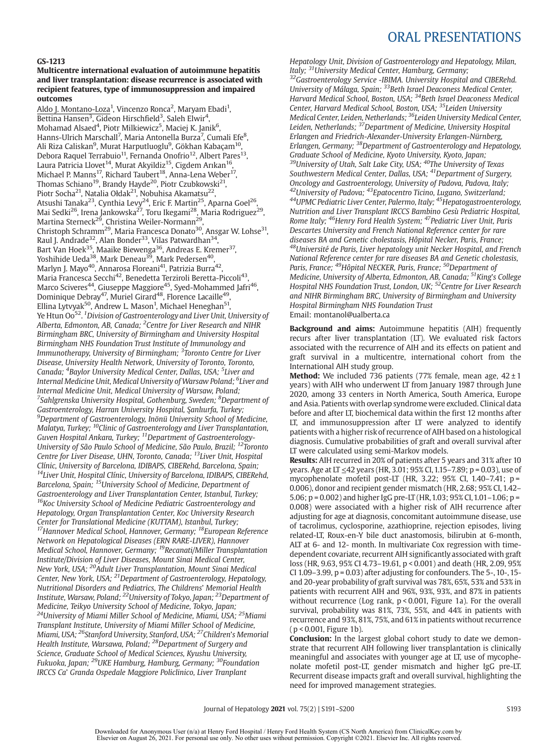## GS-1213

### Multicentre international evaluation of autoimmune hepatitis and liver transplantation: disease recurrence is associated with recipient features, type of immunosuppression and impaired outcomes

Aldo J. Montano-Loza[1], Vincenzo Ronca[2], Maryam Ebadi[1], Bettina Hansen[3], Gideon Hirschfield[3], Saleh Elwir[4], Mohamad Alsaed[4], Piotr Milkiewicz[5], Maciej K. Janik[6], Hanns-Ulrich Marschall[7], Maria Antonella Burza[7], Cumali Efe[8], Ali Riza Caliskan[9], Murat Harputluoglu[9], Gökhan Kabaçam[10], Debora Raquel Terrabuio[11], Fernanda Onofrio[12], Albert Pares[13], Laura Patricia Llovet[14], Murat Akyildiz[15], Cigdem Arıkan[16], Michael P. Manns[17], Richard Taubert[18], Anna-Lena Weber[17], Thomas Schiano[19], Brandy Hayde[20], Piotr Czubkowski[21], Piotr Socha[21], Natalia Ołdak[21], Nobuhisa Akamatsu[22], Atsushi Tanaka[23], Cynthia Levy[24], Eric F. Martin[25], Aparna Goel[26], Mai Sedki[26], Irena Jankowska[27], Toru Ikegami[28], Maria Rodriguez[29], Martina Sterneck[29], Christina Weiler-Normann[29], Christoph Schramm[29], Maria Francesca Donato[30], Ansgar W. Lohse[31], Raul J. Andrade[32], Alan Bonder[33], Vilas Patwardhan[34], Bart Van Hoek[35], Maaike Biewenga[36], Andreas E. Kremer[37], Yoshihide Ueda[38], Mark Deneau[39], Mark Pedersen[40], Marlyn J. Mayo[40], Annarosa Floreani[41], Patrizia Burra[42], Maria Francesca Secchi[42], Benedetta Terziroli Beretta-Piccoli[43], Marco Sciveres[44], Giuseppe Maggiore[45], Syed-Mohammed Jafri[46], Dominique Debray[47], Muriel Girard[48], Florence Lacaille[49], Ellina Lytvyak[50], Andrew L. Mason[1], Michael Heneghan[51], Ye Htun Oo[52]. *[1]Division of Gastroenterology and Liver Unit, University of Alberta, Edmonton, AB, Canada; [2]Centre for Liver Research and NIHR Birmingham BRC, University of Birmingham and University Hospital Birmingham NHS Foundation Trust Institute of Immunology and Immunotherapy, University of Birmingham; [3]Toronto Centre for Liver Disease, University Health Network, University of Toronto, Toronto, Canada; [4]Baylor University Medical Center, Dallas, USA; [5]Liver and Internal Medicine Unit, Medical University of Warsaw Poland; [6]Liver and Internal Medicine Unit, Medical University of Warsaw, Poland; [7]Sahlgrenska University Hospital, Gothenburg, Sweden; [8]Department of Gastroenterology, Harran University Hospital, Şanlıurfa, Turkey; [9]Department of Gastroenterology, Inönü University School of Medicine, Malatya, Turkey; [10]Clinic of Gastroenterology and Liver Transplantation, Guven Hospital Ankara, Turkey; [11]Department of Gastroenterology-University of São Paulo School of Medicine, São Paulo, Brazil; [12]Toronto Centre for Liver Disease, UHN, Toronto, Canada; [13]Liver Unit, Hospital Clínic, University of Barcelona, IDIBAPS, CIBERehd, Barcelona, Spain; [14]Liver Unit, Hospital Clínic, University of Barcelona, IDIBAPS, CIBERehd, Barcelona, Spain; [15]University School of Medicine, Department of Gastroenterology and Liver Transplantation Center, Istanbul, Turkey; [16]Koc University School of Medicine Pediatric Gastroenterology and Hepatology, Organ Transplantation Center, Koc University Research Center for Translational Medicine (KUTTAM), Istanbul, Turkey; [17]Hannover Medical School, Hannover, Germany; [18]European Reference Network on Hepatological Diseases (ERN RARE-LIVER), Hannover Medical School, Hannover, Germany; [19]Recanati/Miller Transplantation Institute/Division of Liver Diseases, Mount Sinai Medical Center, New York, USA; [20]Adult Liver Transplantation, Mount Sinai Medical Center, New York, USA; [21]Department of Gastroenterology, Hepatology, Nutritional Disorders and Pediatrics, The Childrens' Memorial Health Institute, Warsaw, Poland; [22]University of Tokyo, Japan; [23]Department of Medicine, Teikyo University School of Medicine, Tokyo, Japan; [24]University of Miami Miller School of Medicine, Miami, USA; [25]Miami Transplant Institute, University of Miami Miller School of Medicine, Miami, USA; [26]Stanford University, Stanford, USA; [27]Children's Memorial Health Institute, Warsawa, Poland; [28]Department of Surgery and Science, Graduate School of Medical Sciences, Kyushu University, Fukuoka, Japan; [29]UKE Hamburg, Hamburg, Germany; [30]Foundation IRCCS Ca' Granda Ospedale Maggiore Policlinico, Liver Tranplant Hepatology Unit, Division of Gastroenterology and Hepatology, Milan, Italy; [31]University Medical Center, Hamburg, Germany; [32]Gastroenterology Service -IBIMA. University Hospital and CIBERehd. University of Málaga, Spain; [33]Beth Israel Deaconess Medical Center, Harvard Medical School, Boston, USA; [34]Beth Israel Deaconess Medical Center, Harvard Medical School, Boston, USA; [35]Leiden University Medical Center, Leiden, Netherlands; [36]Leiden University Medical Center, Leiden, Netherlands; [37]Department of Medicine, University Hospital Erlangen and Friedrich-Alexander-University Erlangen-Nürnberg, Erlangen, Germany; [38]Department of Gastroenterology and Hepatology, Graduate School of Medicine, Kyoto University, Kyoto, Japan; [39]University of Utah, Salt Lake City, USA; [40]The University of Texas Southwestern Medical Center, Dallas, USA; [41]Department of Surgery, Oncology and Gastroenterology, University of Padova, Padova, Italy; [42]University of Padova; [43]Epatocentro Ticino, Lugano, Switzerland; [44]UPMC Pediatric Liver Center, Palermo, Italy; [45]Hepatogastroenterology, Nutrition and Liver Transplant IRCCS Bambino Gesù Pediatric Hospital, Rome Italy; [46]Henry Ford Health System; [47]Pediatric Liver Unit, Paris Descartes University and French National Reference center for rare diseases BA and Genetic cholestasis, Hôpital Necker, Paris, France; [48]Université de Paris, Liver hepatology unit Necker Hospital, and French National Reference center for rare diseases BA and Genetic cholestasis, Paris, France; [49]Hôpital NECKER, Paris, France; [50]Department of Medicine, University of Alberta, Edmonton, AB, Canada; [51]King's College Hospital NHS Foundation Trust, London, UK; [52]Centre for Liver Research and NIHR Birmingham BRC, University of Birmingham and University Hospital Birmingham NHS Foundation Trust*

Email: montanol@ualberta.ca

**Background and aims:** Autoimmune hepatitis (AIH) frequently recurs after liver transplantation (LT). We evaluated risk factors associated with the recurrence of AIH and its effects on patient and graft survival in a multicentre, international cohort from the International AIH study group.

**Method:** We included 736 patients (77% female, mean age, 42 ± 1 years) with AIH who underwent LT from January 1987 through June 2020, among 33 centers in North America, South America, Europe and Asia. Patients with overlap syndrome were excluded. Clinical data before and after LT, biochemical data within the first 12 months after LT, and immunosuppression after LT were analyzed to identify patients with a higher risk of recurrence of AIH based on a histological diagnosis. Cumulative probabilities of graft and overall survival after LT were calculated using semi-Markov models.

**Results:** AIH recurred in 20% of patients after 5 years and 31% after 10 years. Age at LT ≤42 years (HR, 3.01; 95% CI, 1.15–7.89; p = 0.03), use of mycophenolate mofetil post-LT (HR, 3.22; 95% CI, 1.40–7.41; p = 0.006), donor and recipient gender mismatch (HR, 2.68; 95% CI, 1.42–5.06; p = 0.002) and higher IgG pre-LT (HR, 1.03; 95% CI, 1.01–1.06; p = 0.008) were associated with a higher risk of AIH recurrence after adjusting for age at diagnosis, concomitant autoimmune disease, use of tacrolimus, cyclosporine, azathioprine, rejection episodes, living related-LT, Roux-en-Y bile duct anastomosis, bilirubin at 6-month, ALT at 6- and 12- month. In multivariate Cox regression with time-dependent covariate, recurrent AIH significantly associated with graft loss (HR, 9.63, 95% CI 4.73–19.61, p < 0.001) and death (HR, 2.09, 95% CI 1.09–3.99, p = 0.03) after adjusting for confounders. The 5-, 10-, 15- and 20-year probability of graft survival was 78%, 65%, 53% and 53% in patients with recurrent AIH and 96%, 93%, 93%, and 87% in patients without recurrence (Log rank, p < 0.001, Figure 1a). For the overall survival, probability was 81%, 73%, 55%, and 44% in patients with recurrence and 93%, 81%, 75%, and 61% in patients without recurrence (p < 0.001, Figure 1b).

**Conclusion:** In the largest global cohort study to date we demonstrate that recurrent AIH following liver transplantation is clinically meaningful and associates with younger age at LT, use of mycophenolate mofetil post-LT, gender mismatch and higher IgG pre-LT. Recurrent disease impacts graft and overall survival, highlighting the need for improved management strategies.